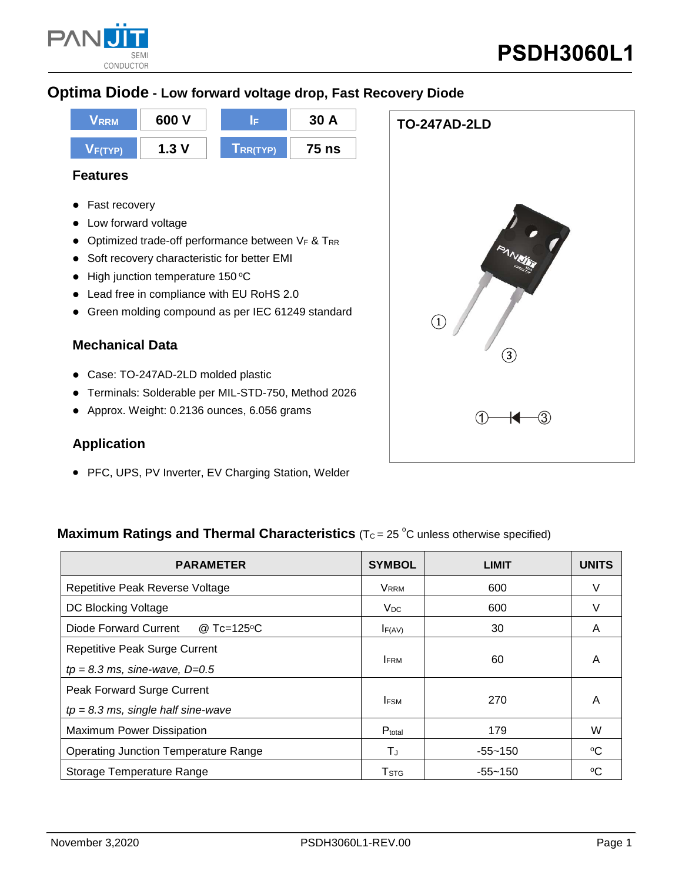# PSDH3060L1

## Optima Diode - Low forward voltage drop, Fast Recovery Diode

| $V_{RRM}$ | 600 V | $I_F$ | 30 A |
|---|---|---|---|
| $V_{F(TYP)}$ | 1.3 V | $T_{RR(TYP)}$ | 75 ns |

### Features

- Fast recovery
- Low forward voltage
- Optimized trade-off performance between $V_F$ & $T_{RR}$
- Soft recovery characteristic for better EMI
- High junction temperature 150 °C
- Lead free in compliance with EU RoHS 2.0
- Green molding compound as per IEC 61249 standard

### Mechanical Data

- Case: TO-247AD-2LD molded plastic
- Terminals: Solderable per MIL-STD-750, Method 2026
- Approx. Weight: 0.2136 ounces, 6.056 grams

### Application

- PFC, UPS, PV Inverter, EV Charging Station, Welder

TO-247AD-2LD

①—|◄—③

### Maximum Ratings and Thermal Characteristics ($T_C$ = 25 °C unless otherwise specified)

| PARAMETER | SYMBOL | LIMIT | UNITS |
|---|---|---|---|
| Repetitive Peak Reverse Voltage | $V_{RRM}$ | 600 | V |
| DC Blocking Voltage | $V_{DC}$ | 600 | V |
| Diode Forward Current @ Tc=125°C | $I_{F(AV)}$ | 30 | A |
| Repetitive Peak Surge Current<br>*tp = 8.3 ms, sine-wave, D=0.5* | $I_{FRM}$ | 60 | A |
| Peak Forward Surge Current<br>*tp = 8.3 ms, single half sine-wave* | $I_{FSM}$ | 270 | A |
| Maximum Power Dissipation | $P_{total}$ | 179 | W |
| Operating Junction Temperature Range | $T_J$ | -55~150 | °C |
| Storage Temperature Range | $T_{STG}$ | -55~150 | °C |

November 3,2020 PSDH3060L1-REV.00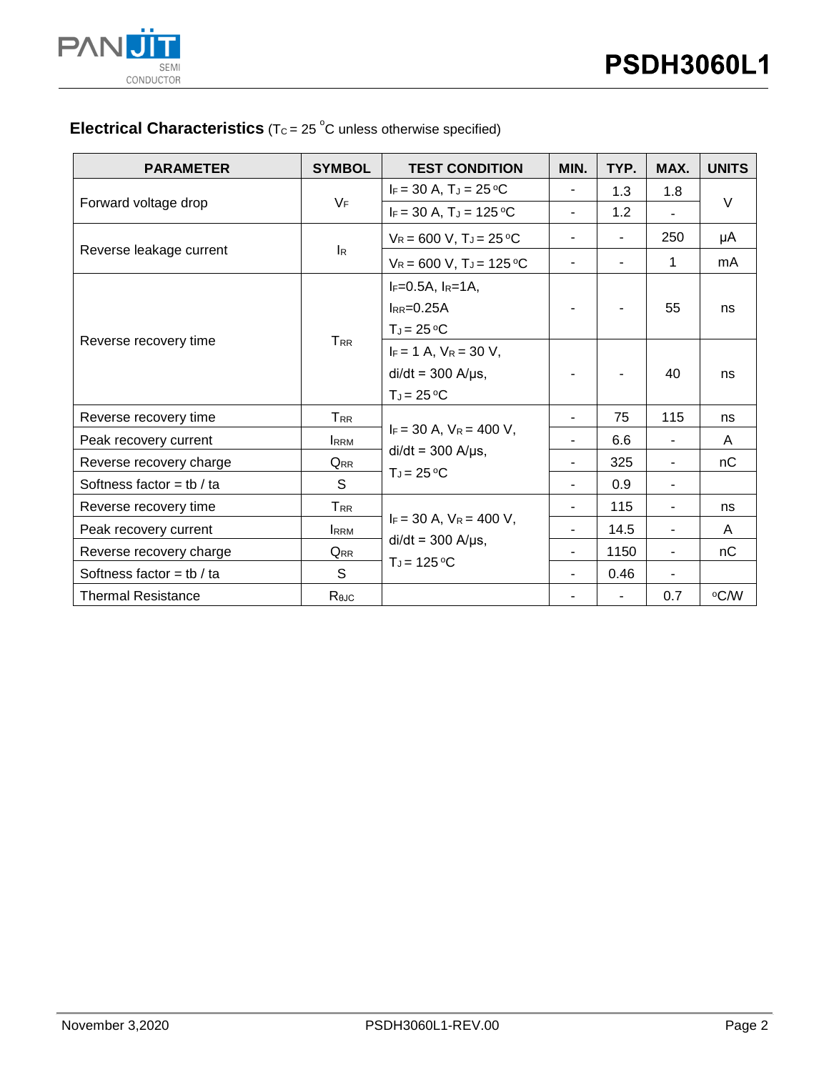## Electrical Characteristics ($T_C$ = 25 °C unless otherwise specified)

| PARAMETER | SYMBOL | TEST CONDITION | MIN. | TYP. | MAX. | UNITS |
|---|---|---|---|---|---|---|
| Forward voltage drop | $V_F$ | $I_F$ = 30 A, $T_J$ = 25 °C | - | 1.3 | 1.8 | V |
| | | $I_F$ = 30 A, $T_J$ = 125 °C | - | 1.2 | - | |
| Reverse leakage current | $I_R$ | $V_R$ = 600 V, $T_J$ = 25 °C | - | - | 250 | μA |
| | | $V_R$ = 600 V, $T_J$ = 125 °C | - | - | 1 | mA |
| Reverse recovery time | $T_{RR}$ | $I_F$=0.5A, $I_R$=1A, $I_{RR}$=0.25A $T_J$ = 25 °C | - | - | 55 | ns |
| | | $I_F$ = 1 A, $V_R$ = 30 V, di/dt = 300 A/μs, $T_J$ = 25 °C | - | - | 40 | ns |
| Reverse recovery time | $T_{RR}$ | $I_F$ = 30 A, $V_R$ = 400 V, di/dt = 300 A/μs, $T_J$ = 25 °C | - | 75 | 115 | ns |
| Peak recovery current | $I_{RRM}$ | | - | 6.6 | - | A |
| Reverse recovery charge | $Q_{RR}$ | | - | 325 | - | nC |
| Softness factor = tb / ta | S | | - | 0.9 | - | |
| Reverse recovery time | $T_{RR}$ | $I_F$ = 30 A, $V_R$ = 400 V, di/dt = 300 A/μs, $T_J$ = 125 °C | - | 115 | - | ns |
| Peak recovery current | $I_{RRM}$ | | - | 14.5 | - | A |
| Reverse recovery charge | $Q_{RR}$ | | - | 1150 | - | nC |
| Softness factor = tb / ta | S | | - | 0.46 | - | |
| Thermal Resistance | $R_{θJC}$ | | - | - | 0.7 | °C/W |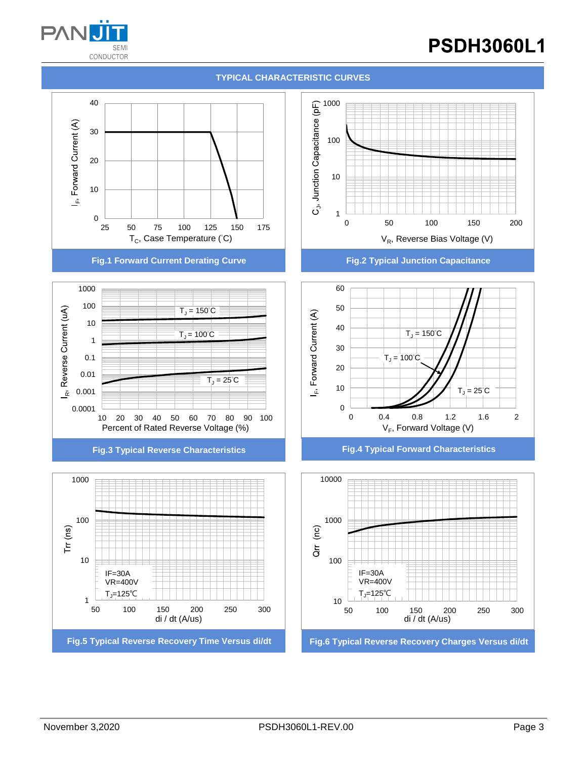## TYPICAL CHARACTERISTIC CURVES

Fig.1 Forward Current Derating Curve

Fig.2 Typical Junction Capacitance

Fig.3 Typical Reverse Characteristics

Fig.4 Typical Forward Characteristics

Fig.5 Typical Reverse Recovery Time Versus di/dt

Fig.6 Typical Reverse Recovery Charges Versus di/dt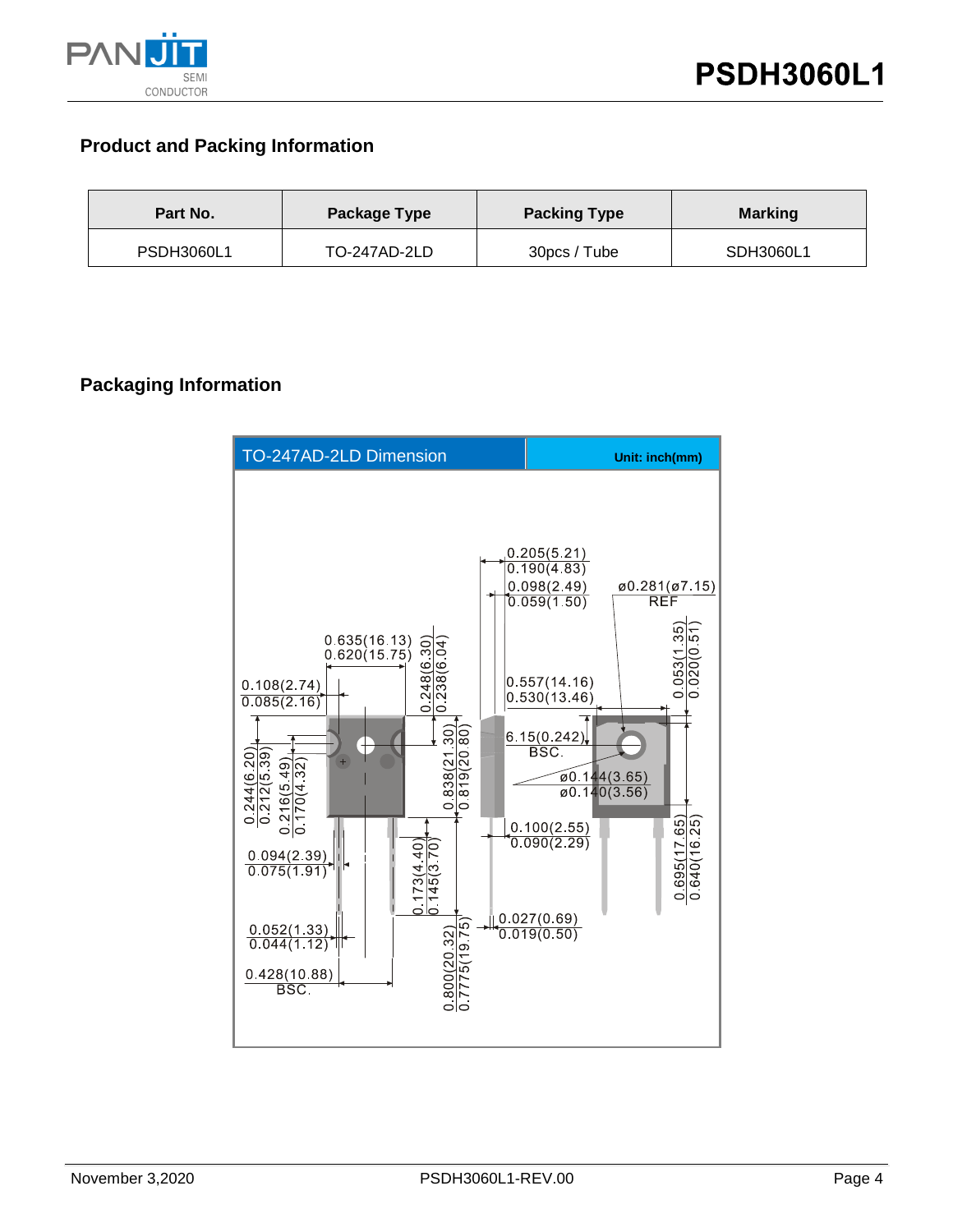## Product and Packing Information

| Part No. | Package Type | Packing Type | Marking |
|---|---|---|---|
| PSDH3060L1 | TO-247AD-2LD | 30pcs / Tube | SDH3060L1 |

## Packaging Information

TO-247AD-2LD Dimension — Unit: inch(mm)

0.205(5.21) / 0.190(4.83)
0.098(2.49) / 0.059(1.50)
ø0.281(ø7.15) REF
0.635(16.13) / 0.620(15.75)
0.248(6.30) / 0.238(6.04)
0.053(1.35) / 0.020(0.51)
0.108(2.74) / 0.085(2.16)
0.557(14.16) / 0.530(13.46)
6.15(0.242) BSC.
0.244(6.20) / 0.212(5.39)
0.216(5.49) / 0.170(4.32)
0.838(21.30) / 0.819(20.80)
ø0.144(3.65) / ø0.140(3.56)
0.100(2.55) / 0.090(2.29)
0.094(2.39) / 0.075(1.91)
0.173(4.40) / 0.145(3.70)
0.695(17.65) / 0.640(16.25)
0.027(0.69) / 0.019(0.50)
0.052(1.33) / 0.044(1.12)
0.800(20.32) / 0.7775(19.75)
0.428(10.88) BSC.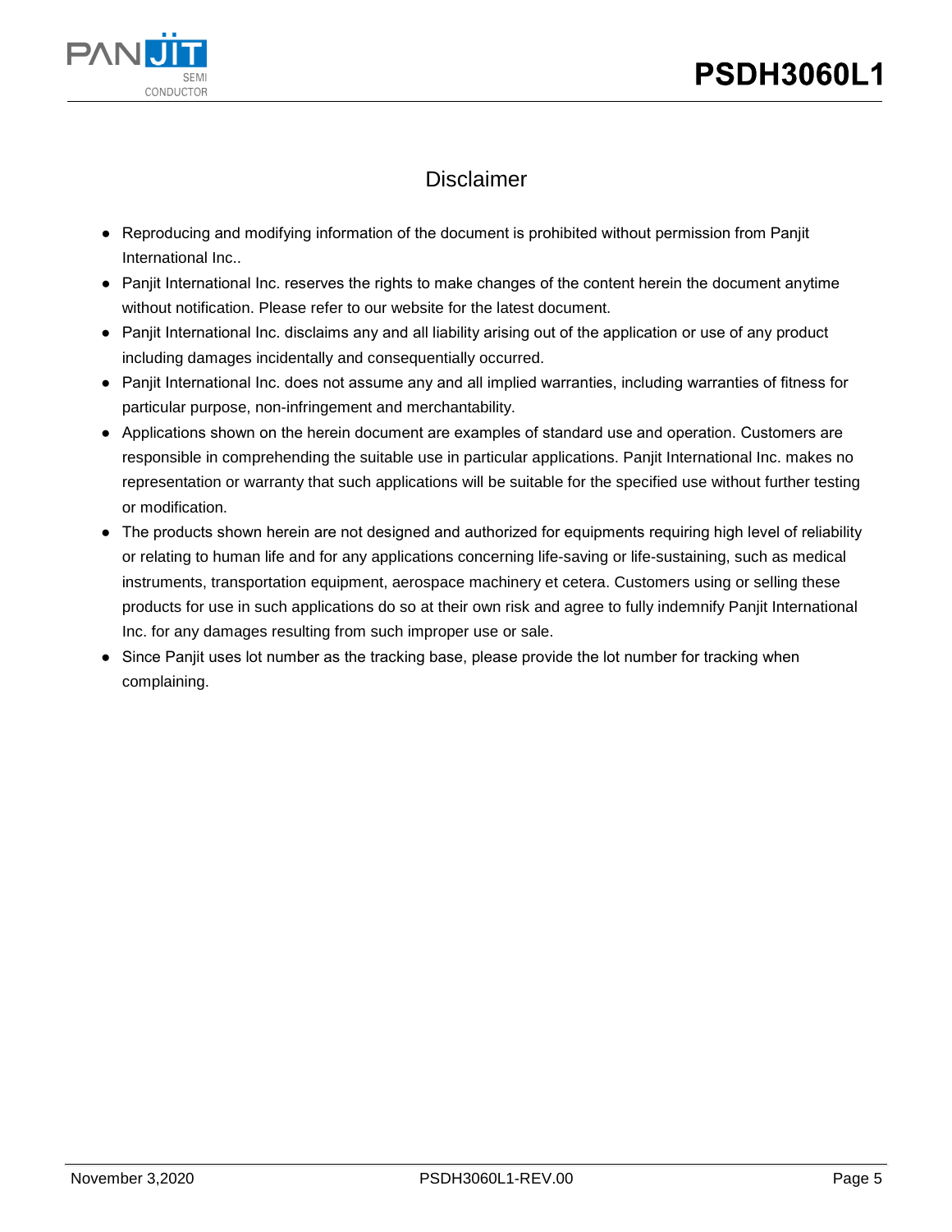## Disclaimer

- Reproducing and modifying information of the document is prohibited without permission from Panjit International Inc..
- Panjit International Inc. reserves the rights to make changes of the content herein the document anytime without notification. Please refer to our website for the latest document.
- Panjit International Inc. disclaims any and all liability arising out of the application or use of any product including damages incidentally and consequentially occurred.
- Panjit International Inc. does not assume any and all implied warranties, including warranties of fitness for particular purpose, non-infringement and merchantability.
- Applications shown on the herein document are examples of standard use and operation. Customers are responsible in comprehending the suitable use in particular applications. Panjit International Inc. makes no representation or warranty that such applications will be suitable for the specified use without further testing or modification.
- The products shown herein are not designed and authorized for equipments requiring high level of reliability or relating to human life and for any applications concerning life-saving or life-sustaining, such as medical instruments, transportation equipment, aerospace machinery et cetera. Customers using or selling these products for use in such applications do so at their own risk and agree to fully indemnify Panjit International Inc. for any damages resulting from such improper use or sale.
- Since Panjit uses lot number as the tracking base, please provide the lot number for tracking when complaining.